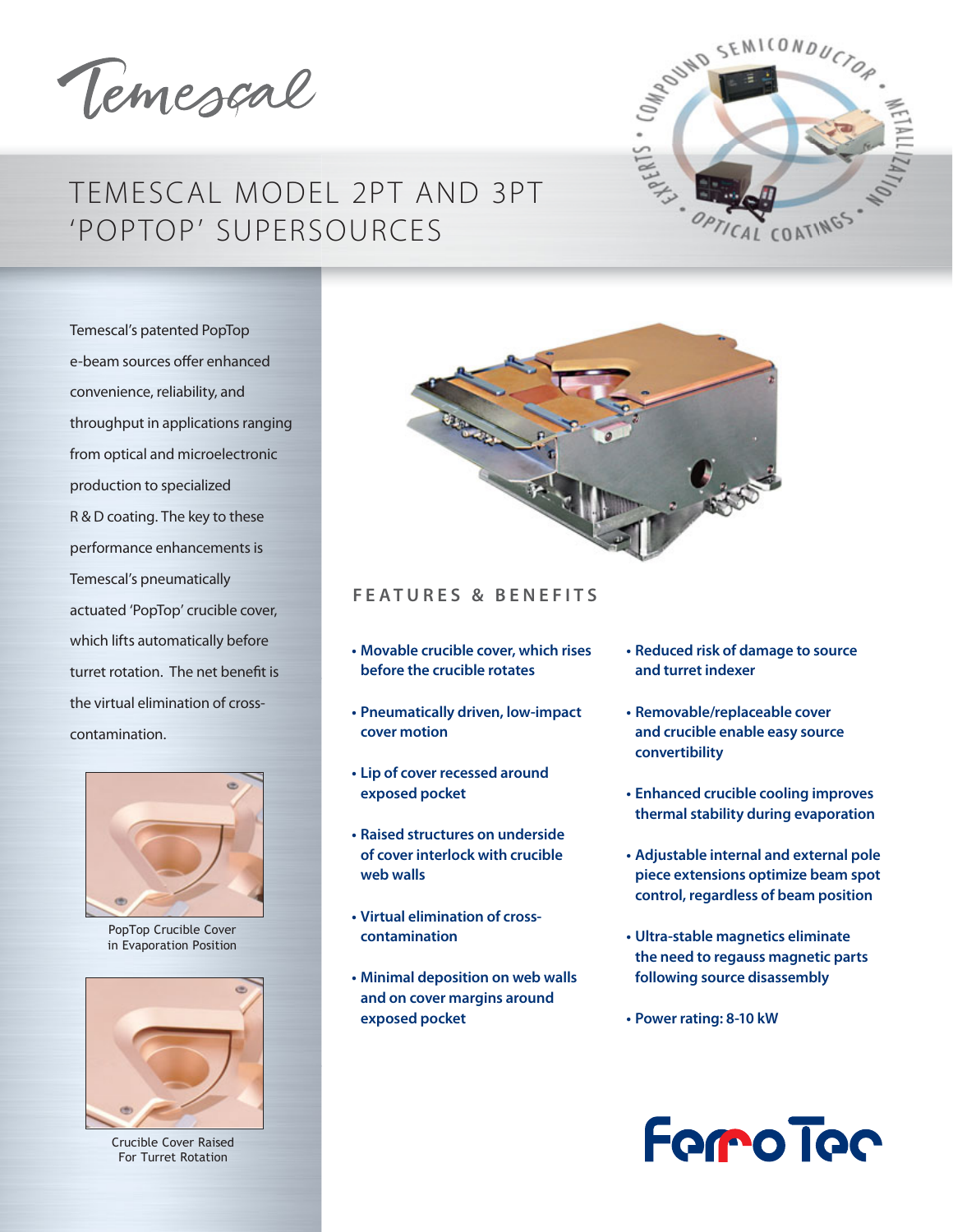Temescal

# TEMESCAL MODEL 2PT AND 3PT 'POPTOP' SUPERSOURCES

EXPERTS • COMPOUND SEMICONDUCTOR • METALLIZATION • OPTICAL COATINGS •

Temescal's patented PopTop e-beam sources offer enhanced convenience, reliability, and throughput in applications ranging from optical and microelectronic production to specialized R & D coating. The key to these performance enhancements is Temescal's pneumatically actuated 'PopTop' crucible cover, which lifts automatically before turret rotation. The net benefit is the virtual elimination of cross-contamination.

PopTop Crucible Cover in Evaporation Position

Crucible Cover Raised For Turret Rotation

## FEATURES & BENEFITS

- **Movable crucible cover, which rises before the crucible rotates**
- **Pneumatically driven, low-impact cover motion**
- **Lip of cover recessed around exposed pocket**
- **Raised structures on underside of cover interlock with crucible web walls**
- **Virtual elimination of cross-contamination**
- **Minimal deposition on web walls and on cover margins around exposed pocket**
- **Reduced risk of damage to source and turret indexer**
- **Removable/replaceable cover and crucible enable easy source convertibility**
- **Enhanced crucible cooling improves thermal stability during evaporation**
- **Adjustable internal and external pole piece extensions optimize beam spot control, regardless of beam position**
- **Ultra-stable magnetics eliminate the need to regauss magnetic parts following source disassembly**
- **Power rating: 8-10 kW**

FerroTec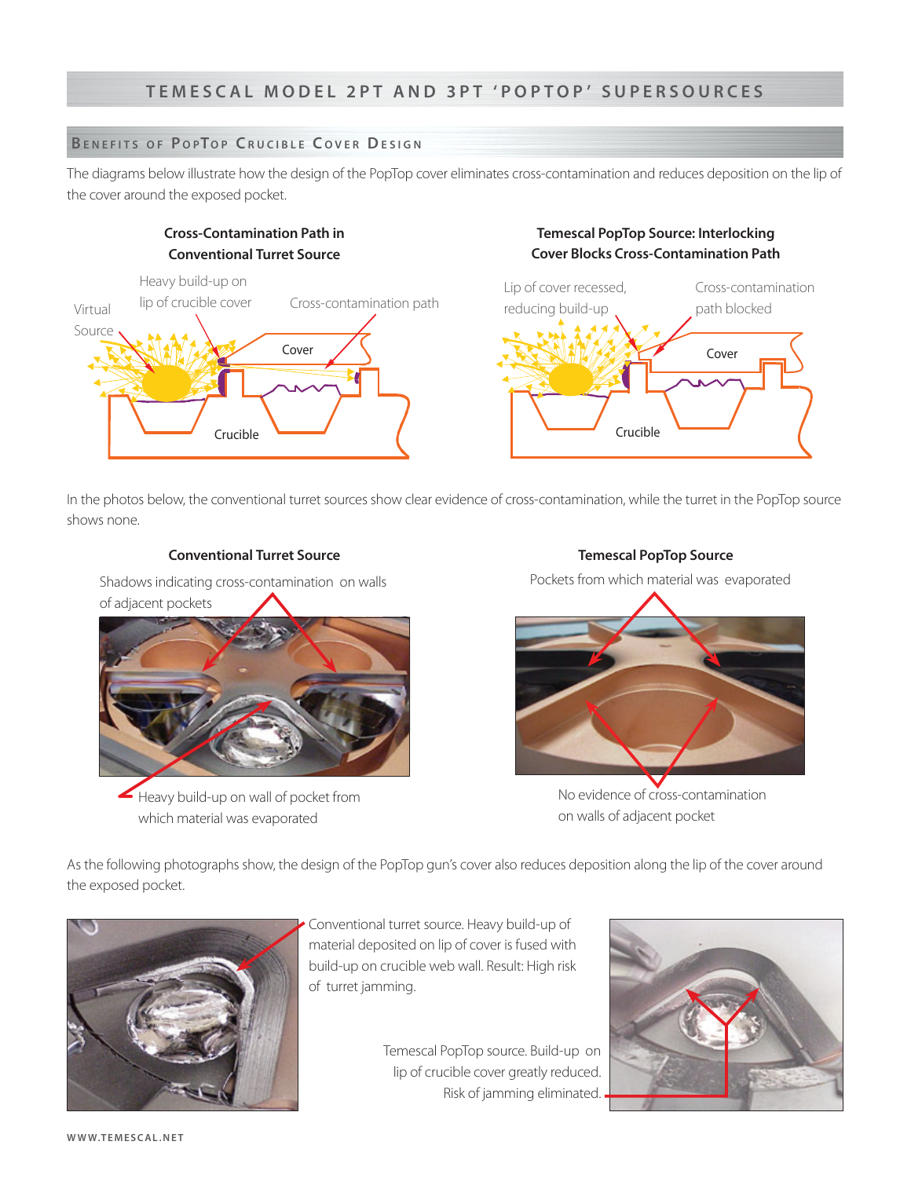# TEMESCAL MODEL 2PT AND 3PT 'POPTOP' SUPERSOURCES

## Benefits of PopTop Crucible Cover Design

The diagrams below illustrate how the design of the PopTop cover eliminates cross-contamination and reduces deposition on the lip of the cover around the exposed pocket.

**Cross-Contamination Path in Conventional Turret Source**

Virtual Source

Heavy build-up on lip of crucible cover

Cross-contamination path

Cover

Crucible

**Temescal PopTop Source: Interlocking Cover Blocks Cross-Contamination Path**

Lip of cover recessed, reducing build-up

Cross-contamination path blocked

Cover

Crucible

In the photos below, the conventional turret sources show clear evidence of cross-contamination, while the turret in the PopTop source shows none.

**Conventional Turret Source**

Shadows indicating cross-contamination on walls of adjacent pockets

Heavy build-up on wall of pocket from which material was evaporated

**Temescal PopTop Source**

Pockets from which material was evaporated

No evidence of cross-contamination on walls of adjacent pocket

As the following photographs show, the design of the PopTop gun's cover also reduces deposition along the lip of the cover around the exposed pocket.

Conventional turret source. Heavy build-up of material deposited on lip of cover is fused with build-up on crucible web wall. Result: High risk of turret jamming.

Temescal PopTop source. Build-up on lip of crucible cover greatly reduced. Risk of jamming eliminated.

WWW.TEMESCAL.NET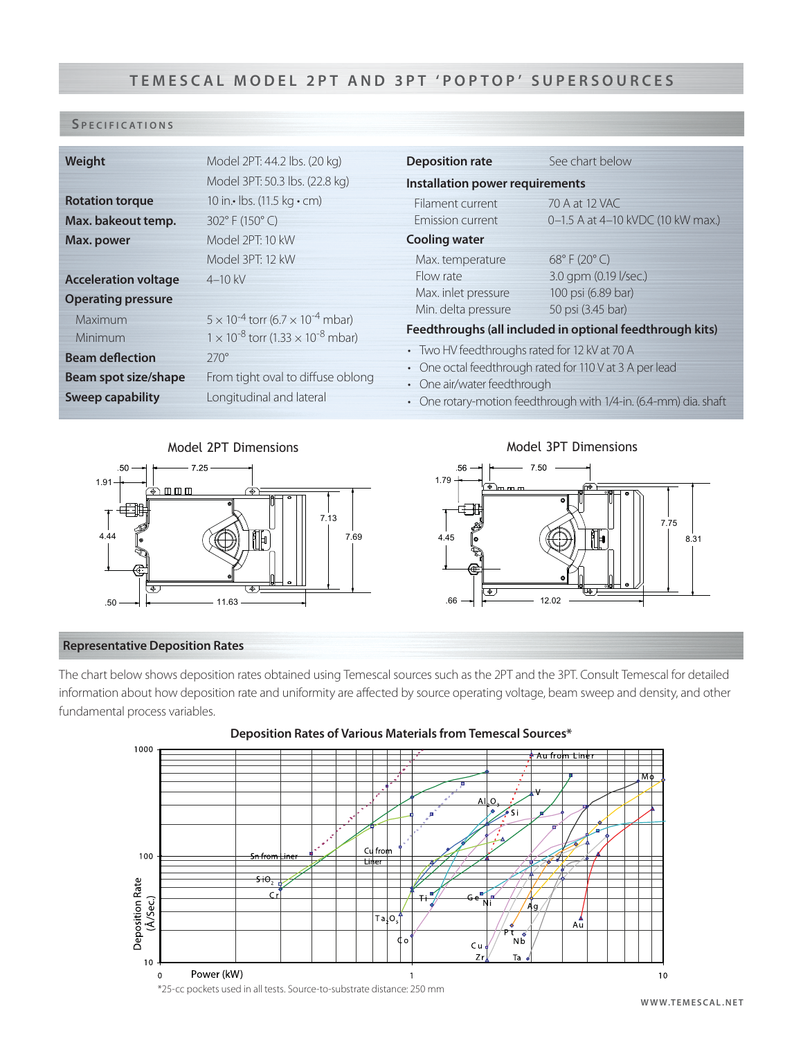# TEMESCAL MODEL 2PT AND 3PT 'POPTOP' SUPERSOURCES

## Specifications

| | |
|---|---|
| **Weight** | Model 2PT: 44.2 lbs. (20 kg) |
| | Model 3PT: 50.3 lbs. (22.8 kg) |
| **Rotation torque** | 10 in.• lbs. (11.5 kg • cm) |
| **Max. bakeout temp.** | 302° F (150° C) |
| **Max. power** | Model 2PT: 10 kW |
| | Model 3PT: 12 kW |
| **Acceleration voltage** | 4–10 kV |
| **Operating pressure** | |
| Maximum | $5 \times 10^{-4}$ torr ($6.7 \times 10^{-4}$ mbar) |
| Minimum | $1 \times 10^{-8}$ torr ($1.33 \times 10^{-8}$ mbar) |
| **Beam deflection** | 270° |
| **Beam spot size/shape** | From tight oval to diffuse oblong |
| **Sweep capability** | Longitudinal and lateral |

| | |
|---|---|
| **Deposition rate** | See chart below |
| **Installation power requirements** | |
| Filament current | 70 A at 12 VAC |
| Emission current | 0–1.5 A at 4–10 kVDC (10 kW max.) |
| **Cooling water** | |
| Max. temperature | 68° F (20° C) |
| Flow rate | 3.0 gpm (0.19 l/sec.) |
| Max. inlet pressure | 100 psi (6.89 bar) |
| Min. delta pressure | 50 psi (3.45 bar) |

**Feedthroughs (all included in optional feedthrough kits)**

- Two HV feedthroughs rated for 12 kV at 70 A
- One octal feedthrough rated for 110 V at 3 A per lead
- One air/water feedthrough
- One rotary-motion feedthrough with 1/4-in. (6.4-mm) dia. shaft

### Model 2PT Dimensions

.50 — 7.25 — 1.91 — 4.44 — 7.13 — 7.69 — .50 — 11.63

### Model 3PT Dimensions

.56 — 7.50 — 1.79 — 4.45 — 7.75 — 8.31 — .66 — 12.02

## Representative Deposition Rates

The chart below shows deposition rates obtained using Temescal sources such as the 2PT and the 3PT. Consult Temescal for detailed information about how deposition rate and uniformity are affected by source operating voltage, beam sweep and density, and other fundamental process variables.

**Deposition Rates of Various Materials from Temescal Sources***

Deposition Rate (Å/Sec.) — Power (kW)

Au from Liner, Mo, V, $Al_2O_3$, Si, Sn from Liner, Cu from Liner, $SiO_2$, Cr, Ti, Ge, Ni, Ag, $Ta_2O_5$, Co, Pt, Nb, Au, Cu, Zr, Ta

*25-cc pockets used in all tests. Source-to-substrate distance: 250 mm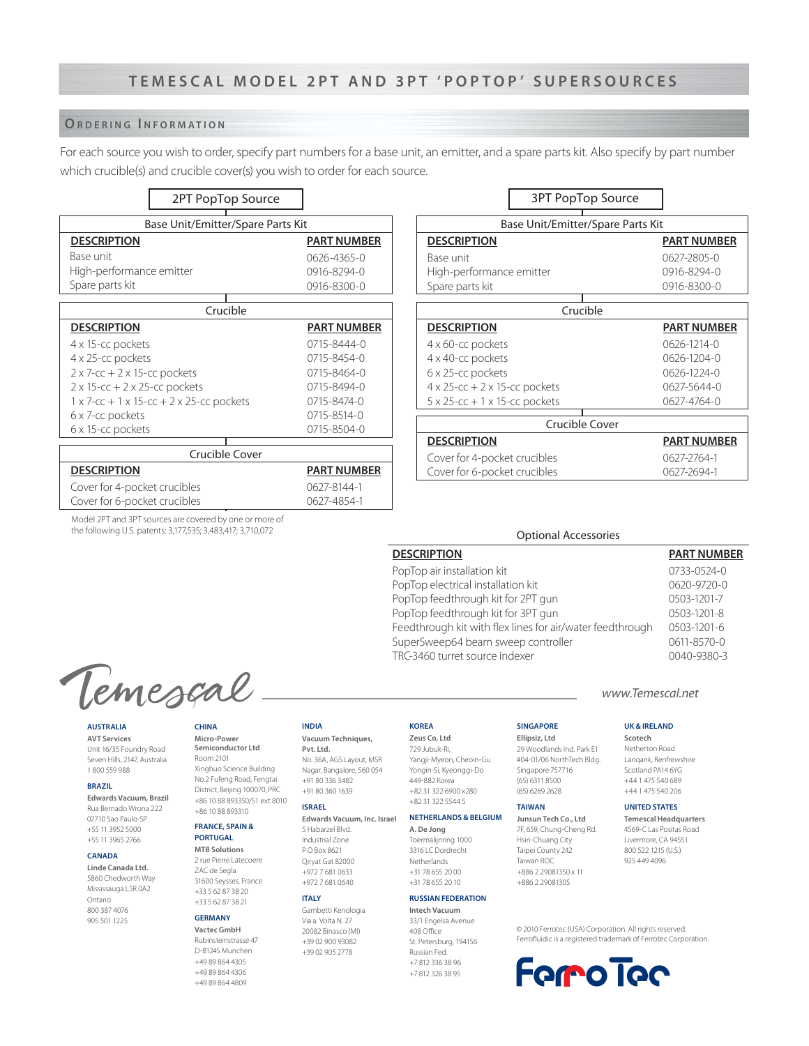# TEMESCAL MODEL 2PT AND 3PT 'POPTOP' SUPERSOURCES

## Ordering Information

For each source you wish to order, specify part numbers for a base unit, an emitter, and a spare parts kit. Also specify by part number which crucible(s) and crucible cover(s) you wish to order for each source.

### 2PT PopTop Source

**Base Unit/Emitter/Spare Parts Kit**

| DESCRIPTION | PART NUMBER |
|---|---|
| Base unit | 0626-4365-0 |
| High-performance emitter | 0916-8294-0 |
| Spare parts kit | 0916-8300-0 |

**Crucible**

| DESCRIPTION | PART NUMBER |
|---|---|
| 4 x 15-cc pockets | 0715-8444-0 |
| 4 x 25-cc pockets | 0715-8454-0 |
| 2 x 7-cc + 2 x 15-cc pockets | 0715-8464-0 |
| 2 x 15-cc + 2 x 25-cc pockets | 0715-8494-0 |
| 1 x 7-cc + 1 x 15-cc + 2 x 25-cc pockets | 0715-8474-0 |
| 6 x 7-cc pockets | 0715-8514-0 |
| 6 x 15-cc pockets | 0715-8504-0 |

**Crucible Cover**

| DESCRIPTION | PART NUMBER |
|---|---|
| Cover for 4-pocket crucibles | 0627-8144-1 |
| Cover for 6-pocket crucibles | 0627-4854-1 |

Model 2PT and 3PT sources are covered by one or more of the following U.S. patents: 3,177,535; 3,483,417; 3,710,072

### 3PT PopTop Source

**Base Unit/Emitter/Spare Parts Kit**

| DESCRIPTION | PART NUMBER |
|---|---|
| Base unit | 0627-2805-0 |
| High-performance emitter | 0916-8294-0 |
| Spare parts kit | 0916-8300-0 |

**Crucible**

| DESCRIPTION | PART NUMBER |
|---|---|
| 4 x 60-cc pockets | 0626-1214-0 |
| 4 x 40-cc pockets | 0626-1204-0 |
| 6 x 25-cc pockets | 0626-1224-0 |
| 4 x 25-cc + 2 x 15-cc pockets | 0627-5644-0 |
| 5 x 25-cc + 1 x 15-cc pockets | 0627-4764-0 |

**Crucible Cover**

| DESCRIPTION | PART NUMBER |
|---|---|
| Cover for 4-pocket crucibles | 0627-2764-1 |
| Cover for 6-pocket crucibles | 0627-2694-1 |

### Optional Accessories

| DESCRIPTION | PART NUMBER |
|---|---|
| PopTop air installation kit | 0733-0524-0 |
| PopTop electrical installation kit | 0620-9720-0 |
| PopTop feedthrough kit for 2PT gun | 0503-1201-7 |
| PopTop feedthrough kit for 3PT gun | 0503-1201-8 |
| Feedthrough kit with flex lines for air/water feedthrough | 0503-1201-6 |
| SuperSweep64 beam sweep controller | 0611-8570-0 |
| TRC-3460 turret source indexer | 0040-9380-3 |

Temescal

www.Temescal.net

**AUSTRALIA**
**AVT Services**
Unit 16/35 Foundry Road
Seven Hills, 2147, Australia
1 800 559 988

**BRAZIL**
**Edwards Vacuum, Brazil**
Rua Bernado Wrona 222
02710 Sao Paulo-SP
+55 11 3952 5000
+55 11 3965 2766

**CANADA**
**Linde Canada Ltd.**
5860 Chedworth Way
Mississauga L5R 0A2
Ontario
800 387 4076
905 501 1225

**CHINA**
**Micro-Power Semiconductor Ltd**
Room 2101
Xinghuo Science Building
No.2 Fufeng Road, Fengtai
District, Beijing 100070, PRC
+86 10 88 893350/51 ext 8010
+86 10 88 893310

**FRANCE, SPAIN & PORTUGAL**
**MTB Solutions**
2 rue Pierre Latecoere
ZAC de Segla
31600 Seysses, France
+33 5 62 87 38 20
+33 5 62 87 38 21

**GERMANY**
**Vactec GmbH**
Rubinsteinstrasse 47
D-81245 Munchen
+49 89 864 4305
+49 89 864 4306
+49 89 864 4809

**INDIA**
**Vacuum Techniques, Pvt. Ltd.**
No. 36A, AGS Layout, MSR
Nagar, Bangalore, 560 054
+91 80 336 3482
+91 80 360 1639

**ISRAEL**
**Edwards Vacuum, Inc. Israel**
5 Habarzel Blvd.
Industrial Zone
P O Box 8621
Qiryat Gat 82000
+972 7 681 0633
+972 7 681 0640

**ITALY**
Gambetti Kenologia
Via a. Volta N. 27
20082 Binasco (MI)
+39 02 900 93082
+39 02 905 2778

**KOREA**
**Zeus Co, Ltd**
729 Jubuk-Ri,
Yangji-Myeon, Cheoin-Gu
Yongin-Si, Kyeonggi-Do
449-882 Korea
+82 31 322 6900 x 280
+82 31 322 5544 5

**NETHERLANDS & BELGIUM**
**A. De Jong**
Toermalijnring 1000
3316 LC Dordrecht
Netherlands
+31 78 655 20 00
+31 78 655 20 10

**RUSSIAN FEDERATION**
**Intech Vacuum**
33/1 Engelsa Avenue
408 Office
St. Petersburg, 194156
Russian Fed.
+7 812 336 38 96
+7 812 326 38 95

**SINGAPORE**
**Ellipsiz, Ltd**
29 Woodlands Ind. Park E1
#04-01/06 NorthTech Bldg.
Singapore 757716
(65) 6311 8500
(65) 6269 2628

**TAIWAN**
**Junsun Tech Co., Ltd**
7F, 659, Chung-Cheng Rd.
Hsin-Chuang City
Taipei County 242
Taiwan ROC
+886 2 29081350 x 11
+886 2 29081305

**UK & IRELAND**
**Scotech**
Netherton Road
Langank, Renfrewshire
Scotland PA14 6YG
+44 1 475 540 689
+44 1 475 540 206

**UNITED STATES**
**Temescal Headquarters**
4569-C Las Positas Road
Livermore, CA 94551
800 522 1215 (U.S.)
925 449 4096

© 2010 Ferrotec (USA) Corporation. All rights reserved.
Ferrofluidic is a registered trademark of Ferrotec Corporation.

FerroTec